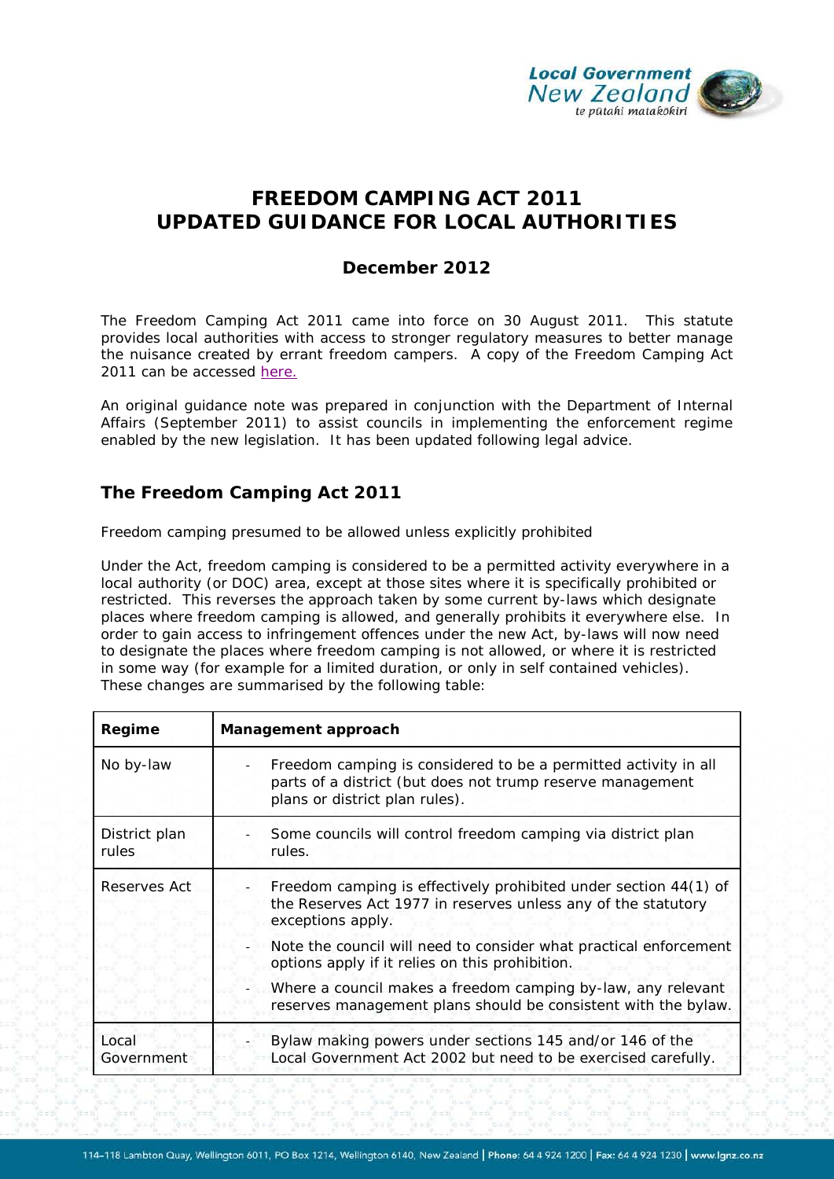# FREEDOM CAMPING ACT 2011
# UPDATED GUIDANCE FOR LOCAL AUTHORITIES

### December 2012

The Freedom Camping Act 2011 came into force on 30 August 2011. This statute provides local authorities with access to stronger regulatory measures to better manage the nuisance created by errant freedom campers. A copy of the Freedom Camping Act 2011 can be accessed here.

An original guidance note was prepared in conjunction with the Department of Internal Affairs (September 2011) to assist councils in implementing the enforcement regime enabled by the new legislation. It has been updated following legal advice.

## The Freedom Camping Act 2011

*Freedom camping presumed to be allowed unless explicitly prohibited*

Under the Act, freedom camping is considered to be a permitted activity everywhere in a local authority (or DOC) area, except at those sites where it is specifically prohibited or restricted. This reverses the approach taken by some current by-laws which designate places where freedom camping is allowed, and generally prohibits it everywhere else. In order to gain access to infringement offences under the new Act, by-laws will now need to designate the places where freedom camping is not allowed, or where it is restricted in some way (for example for a limited duration, or only in self contained vehicles). These changes are summarised by the following table:

| Regime | Management approach |
|---|---|
| No by-law | - Freedom camping is considered to be a permitted activity in all parts of a district (but does not trump reserve management plans or district plan rules). |
| District plan rules | - Some councils will control freedom camping via district plan rules. |
| Reserves Act | - Freedom camping is effectively prohibited under section 44(1) of the Reserves Act 1977 in reserves unless any of the statutory exceptions apply.<br>- Note the council will need to consider what practical enforcement options apply if it relies on this prohibition.<br>- Where a council makes a freedom camping by-law, any relevant reserves management plans should be consistent with the bylaw. |
| Local Government | - Bylaw making powers under sections 145 and/or 146 of the Local Government Act 2002 but need to be exercised carefully. |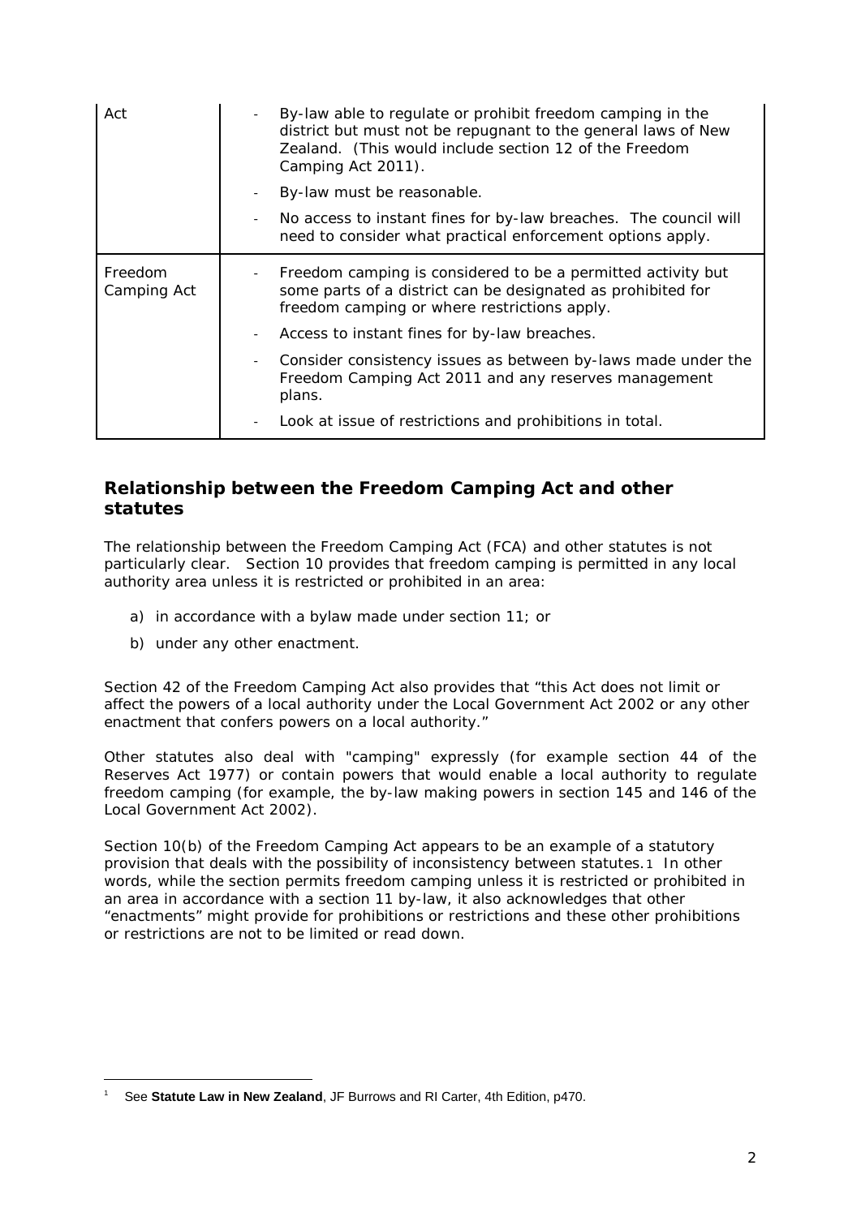| Act | - By-law able to regulate or prohibit freedom camping in the district but must not be repugnant to the general laws of New Zealand. (This would include section 12 of the Freedom Camping Act 2011).<br>- By-law must be reasonable.<br>- No access to instant fines for by-law breaches. The council will need to consider what practical enforcement options apply. |
|---|---|
| Freedom Camping Act | - Freedom camping is considered to be a permitted activity but some parts of a district can be designated as prohibited for freedom camping or where restrictions apply.<br>- Access to instant fines for by-law breaches.<br>- Consider consistency issues as between by-laws made under the Freedom Camping Act 2011 and any reserves management plans.<br>- Look at issue of restrictions and prohibitions in total. |

## Relationship between the Freedom Camping Act and other statutes

The relationship between the Freedom Camping Act (FCA) and other statutes is not particularly clear. Section 10 provides that freedom camping is permitted in any local authority area unless it is restricted or prohibited in an area:

a) in accordance with a bylaw made under section 11; or

b) under any other enactment.

Section 42 of the Freedom Camping Act also provides that "this Act does not limit or affect the powers of a local authority under the Local Government Act 2002 or any other enactment that confers powers on a local authority."

Other statutes also deal with "camping" expressly (for example section 44 of the Reserves Act 1977) or contain powers that would enable a local authority to regulate freedom camping (for example, the by-law making powers in section 145 and 146 of the Local Government Act 2002).

Section 10(b) of the Freedom Camping Act appears to be an example of a statutory provision that deals with the possibility of inconsistency between statutes.[1] In other words, while the section permits freedom camping unless it is restricted or prohibited in an area in accordance with a section 11 by-law, it also acknowledges that other "enactments" might provide for prohibitions or restrictions and these other prohibitions or restrictions are not to be limited or read down.

[1] See **Statute Law in New Zealand**, JF Burrows and RI Carter, 4th Edition, p470.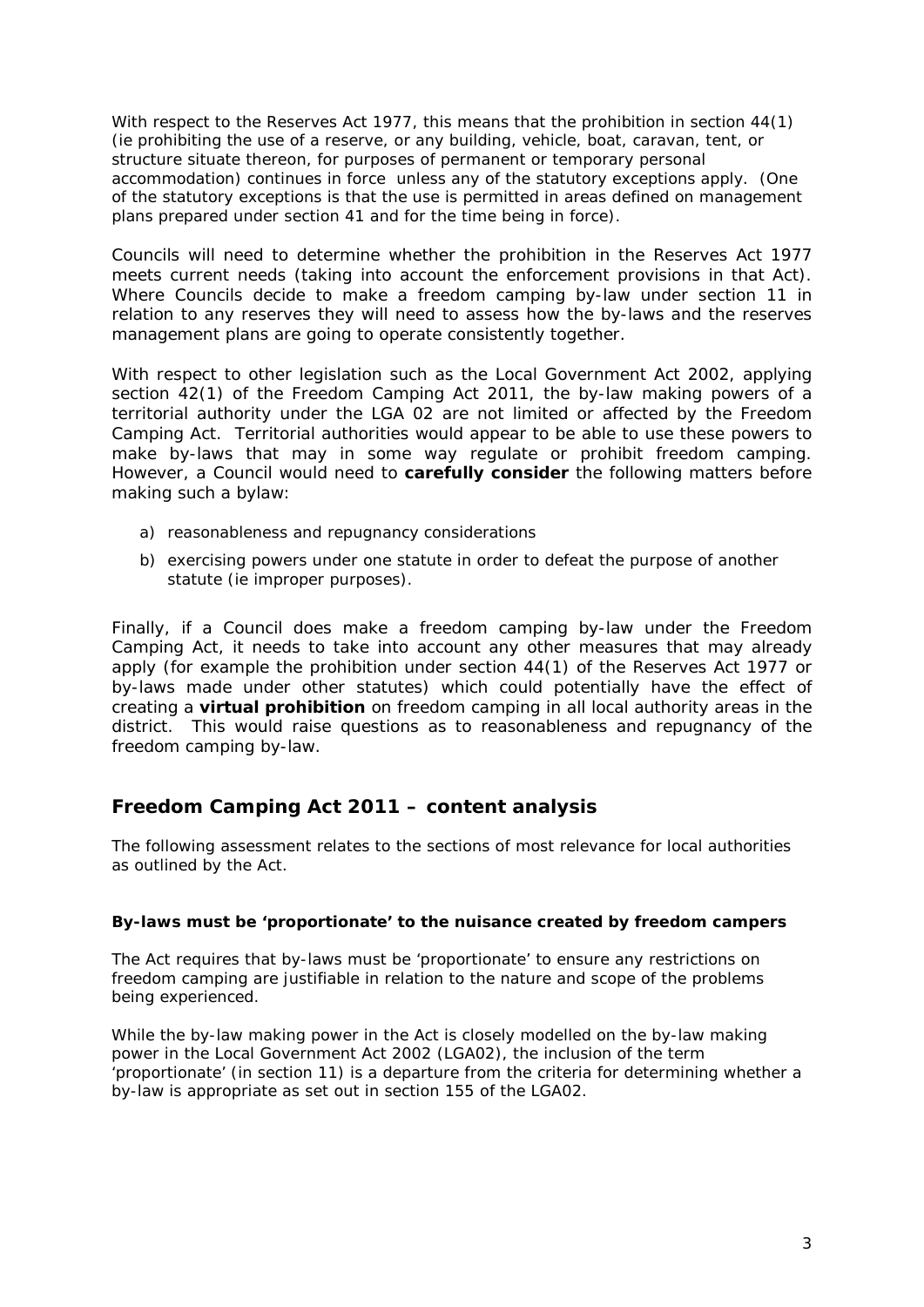With respect to the Reserves Act 1977, this means that the prohibition in section 44(1) (ie prohibiting the use of a reserve, or any building, vehicle, boat, caravan, tent, or structure situate thereon, for purposes of permanent or temporary personal accommodation) continues in force unless any of the statutory exceptions apply. (One of the statutory exceptions is that the use is permitted in areas defined on management plans prepared under section 41 and for the time being in force).

Councils will need to determine whether the prohibition in the Reserves Act 1977 meets current needs (taking into account the enforcement provisions in that Act). Where Councils decide to make a freedom camping by-law under section 11 in relation to any reserves they will need to assess how the by-laws and the reserves management plans are going to operate consistently together.

With respect to other legislation such as the Local Government Act 2002, applying section 42(1) of the Freedom Camping Act 2011, the by-law making powers of a territorial authority under the LGA 02 are not limited or affected by the Freedom Camping Act. Territorial authorities would appear to be able to use these powers to make by-laws that may in some way regulate or prohibit freedom camping. However, a Council would need to **carefully consider** the following matters before making such a bylaw:

a) reasonableness and repugnancy considerations
b) exercising powers under one statute in order to defeat the purpose of another statute (ie improper purposes).

Finally, if a Council does make a freedom camping by-law under the Freedom Camping Act, it needs to take into account any other measures that may already apply (for example the prohibition under section 44(1) of the Reserves Act 1977 or by-laws made under other statutes) which could potentially have the effect of creating a **virtual prohibition** on freedom camping in all local authority areas in the district. This would raise questions as to reasonableness and repugnancy of the freedom camping by-law.

## Freedom Camping Act 2011 – content analysis

The following assessment relates to the sections of most relevance for local authorities as outlined by the Act.

**By-laws must be 'proportionate' to the nuisance created by freedom campers**

The Act requires that by-laws must be 'proportionate' to ensure any restrictions on freedom camping are justifiable in relation to the nature and scope of the problems being experienced.

While the by-law making power in the Act is closely modelled on the by-law making power in the Local Government Act 2002 (LGA02), the inclusion of the term 'proportionate' (in section 11) is a departure from the criteria for determining whether a by-law is appropriate as set out in section 155 of the LGA02.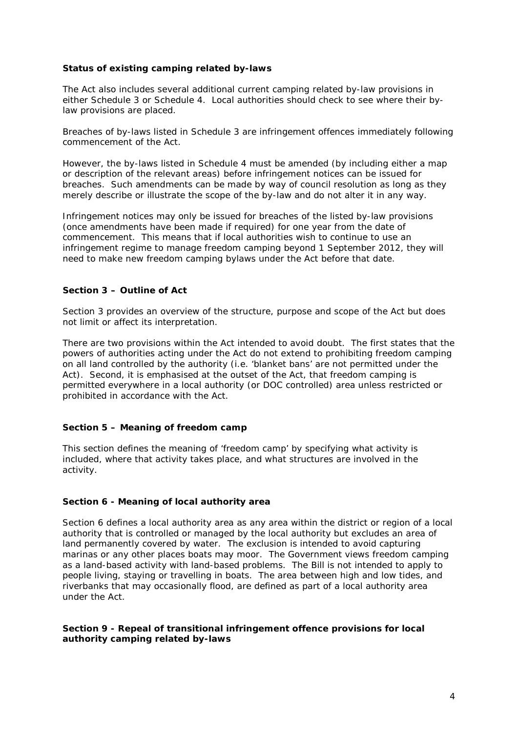### Status of existing camping related by-laws

The Act also includes several additional current camping related by-law provisions in either Schedule 3 or Schedule 4. Local authorities should check to see where their by-law provisions are placed.

Breaches of by-laws listed in Schedule 3 are infringement offences immediately following commencement of the Act.

However, the by-laws listed in Schedule 4 must be amended (by including either a map or description of the relevant areas) before infringement notices can be issued for breaches. Such amendments can be made by way of council resolution as long as they merely describe or illustrate the scope of the by-law and do not alter it in any way.

Infringement notices may only be issued for breaches of the listed by-law provisions (once amendments have been made if required) for one year from the date of commencement. This means that if local authorities wish to continue to use an infringement regime to manage freedom camping beyond 1 September 2012, they will need to make new freedom camping bylaws under the Act before that date.

### Section 3 – Outline of Act

Section 3 provides an overview of the structure, purpose and scope of the Act but does not limit or affect its interpretation.

There are two provisions within the Act intended to avoid doubt. The first states that the powers of authorities acting under the Act do not extend to prohibiting freedom camping on all land controlled by the authority (i.e. 'blanket bans' are not permitted under the Act). Second, it is emphasised at the outset of the Act, that freedom camping is permitted everywhere in a local authority (or DOC controlled) area unless restricted or prohibited in accordance with the Act.

### Section 5 – Meaning of freedom camp

This section defines the meaning of 'freedom camp' by specifying what activity is included, where that activity takes place, and what structures are involved in the activity.

### Section 6 - Meaning of local authority area

Section 6 defines a local authority area as any area within the district or region of a local authority that is controlled or managed by the local authority but excludes an area of land permanently covered by water. The exclusion is intended to avoid capturing marinas or any other places boats may moor. The Government views freedom camping as a land-based activity with land-based problems. The Bill is not intended to apply to people living, staying or travelling in boats. The area between high and low tides, and riverbanks that may occasionally flood, are defined as part of a local authority area under the Act.

### Section 9 - Repeal of transitional infringement offence provisions for local authority camping related by-laws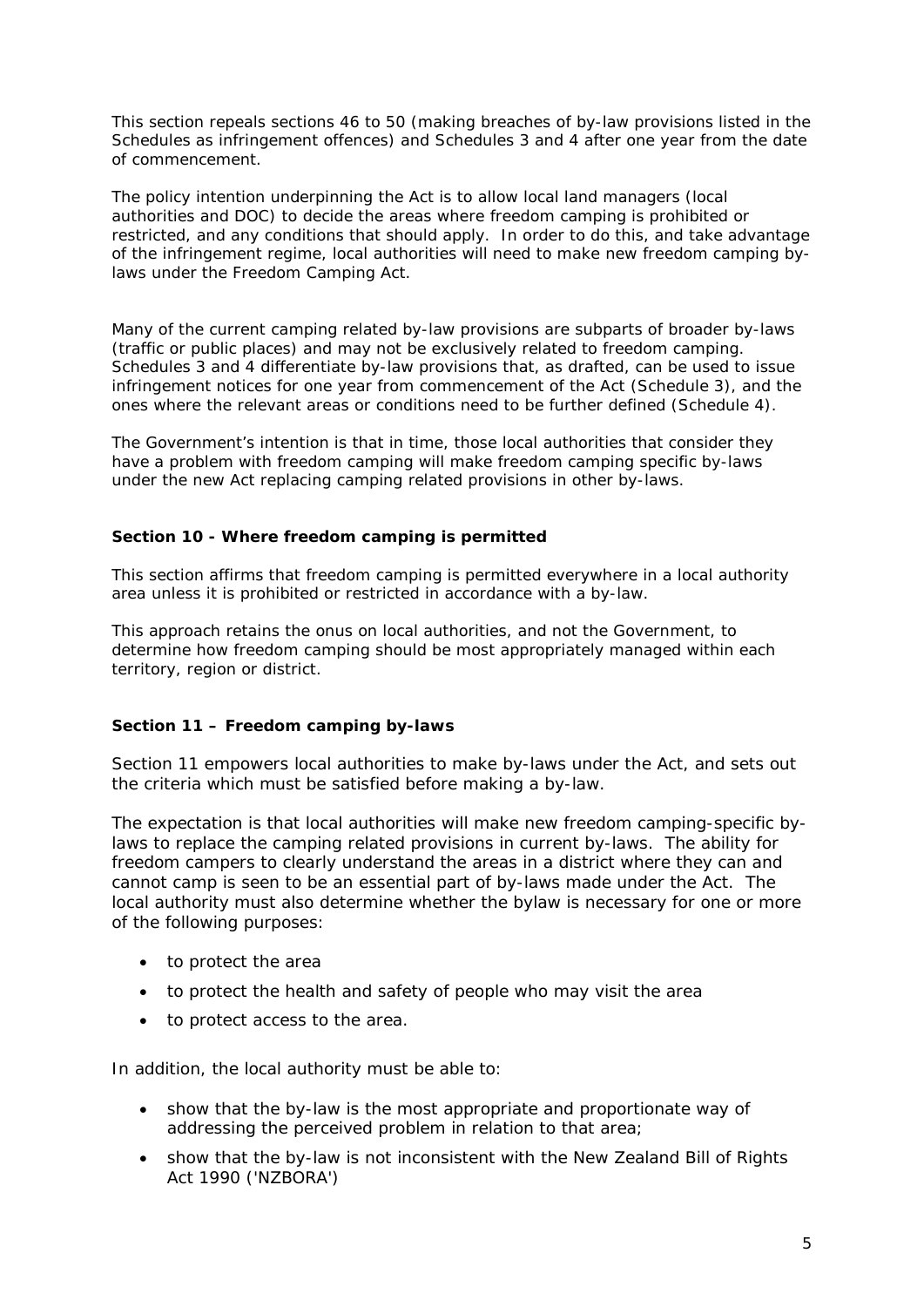This section repeals sections 46 to 50 (making breaches of by-law provisions listed in the Schedules as infringement offences) and Schedules 3 and 4 after one year from the date of commencement.

The policy intention underpinning the Act is to allow local land managers (local authorities and DOC) to decide the areas where freedom camping is prohibited or restricted, and any conditions that should apply. In order to do this, and take advantage of the infringement regime, local authorities will need to make new freedom camping by-laws under the Freedom Camping Act.

Many of the current camping related by-law provisions are subparts of broader by-laws (traffic or public places) and may not be exclusively related to freedom camping. Schedules 3 and 4 differentiate by-law provisions that, as drafted, can be used to issue infringement notices for one year from commencement of the Act (Schedule 3), and the ones where the relevant areas or conditions need to be further defined (Schedule 4).

The Government's intention is that in time, those local authorities that consider they have a problem with freedom camping will make freedom camping specific by-laws under the new Act replacing camping related provisions in other by-laws.

**Section 10 - Where freedom camping is permitted**

This section affirms that freedom camping is permitted everywhere in a local authority area unless it is prohibited or restricted in accordance with a by-law.

This approach retains the onus on local authorities, and not the Government, to determine how freedom camping should be most appropriately managed within each territory, region or district.

**Section 11 – Freedom camping by-laws**

Section 11 empowers local authorities to make by-laws under the Act, and sets out the criteria which must be satisfied before making a by-law.

The expectation is that local authorities will make new freedom camping-specific by-laws to replace the camping related provisions in current by-laws. The ability for freedom campers to clearly understand the areas in a district where they can and cannot camp is seen to be an essential part of by-laws made under the Act. The local authority must also determine whether the bylaw is necessary for one or more of the following purposes:

- to protect the area
- to protect the health and safety of people who may visit the area
- to protect access to the area.

In addition, the local authority must be able to:

- show that the by-law is the most appropriate and proportionate way of addressing the perceived problem in relation to that area;
- show that the by-law is not inconsistent with the New Zealand Bill of Rights Act 1990 ('NZBORA')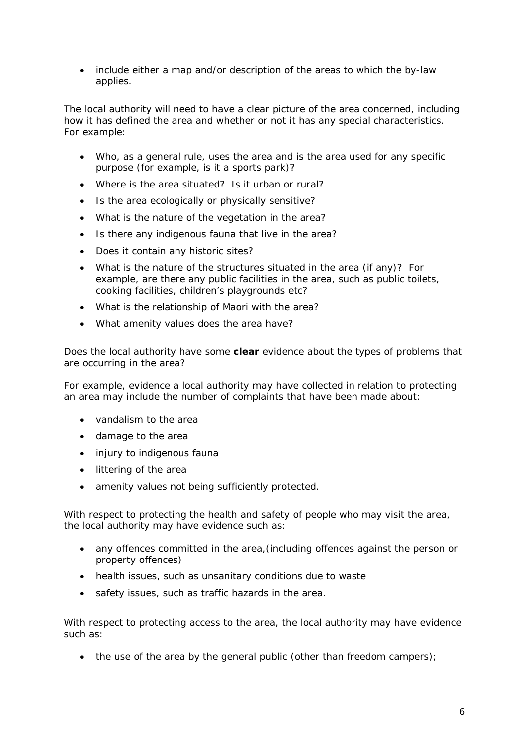- include either a map and/or description of the areas to which the by-law applies.

The local authority will need to have a clear picture of the area concerned, including how it has defined the area and whether or not it has any special characteristics. For example:

- Who, as a general rule, uses the area and is the area used for any specific purpose (for example, is it a sports park)?
- Where is the area situated? Is it urban or rural?
- Is the area ecologically or physically sensitive?
- What is the nature of the vegetation in the area?
- Is there any indigenous fauna that live in the area?
- Does it contain any historic sites?
- What is the nature of the structures situated in the area (if any)? For example, are there any public facilities in the area, such as public toilets, cooking facilities, children's playgrounds etc?
- What is the relationship of Maori with the area?
- What amenity values does the area have?

Does the local authority have some **clear** evidence about the types of problems that are occurring in the area?

For example, evidence a local authority may have collected in relation to protecting an area may include the number of complaints that have been made about:

- vandalism to the area
- damage to the area
- injury to indigenous fauna
- littering of the area
- amenity values not being sufficiently protected.

With respect to protecting the health and safety of people who may visit the area, the local authority may have evidence such as:

- any offences committed in the area,(including offences against the person or property offences)
- health issues, such as unsanitary conditions due to waste
- safety issues, such as traffic hazards in the area.

With respect to protecting access to the area, the local authority may have evidence such as:

- the use of the area by the general public (other than freedom campers);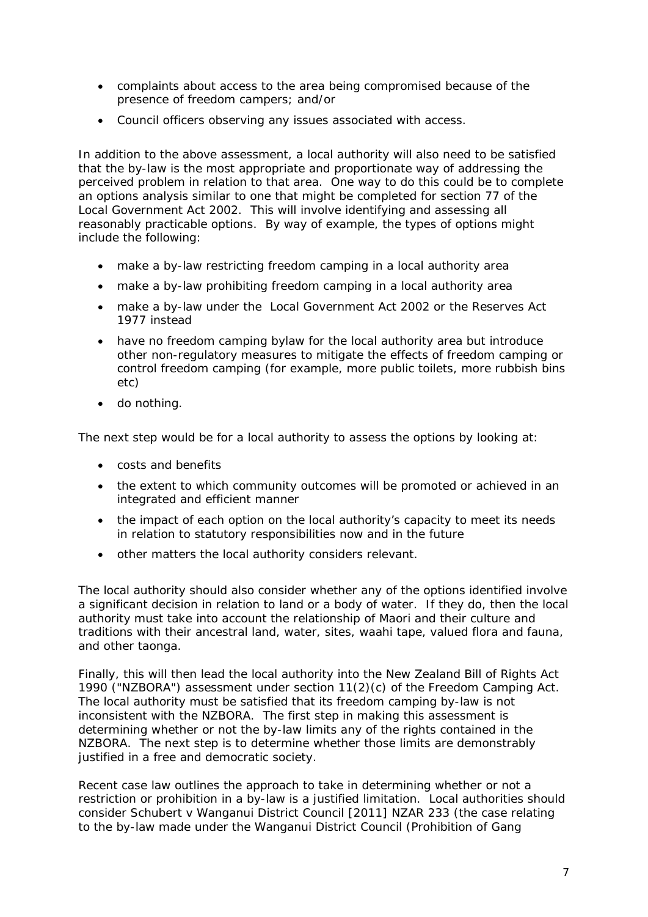- complaints about access to the area being compromised because of the presence of freedom campers; and/or
- Council officers observing any issues associated with access.

In addition to the above assessment, a local authority will also need to be satisfied that the by-law is the most appropriate and proportionate way of addressing the perceived problem in relation to that area. One way to do this could be to complete an options analysis similar to one that might be completed for section 77 of the Local Government Act 2002. This will involve identifying and assessing all reasonably practicable options. By way of example, the types of options might include the following:

- make a by-law restricting freedom camping in a local authority area
- make a by-law prohibiting freedom camping in a local authority area
- make a by-law under the Local Government Act 2002 or the Reserves Act 1977 instead
- have no freedom camping bylaw for the local authority area but introduce other non-regulatory measures to mitigate the effects of freedom camping or control freedom camping (for example, more public toilets, more rubbish bins etc)
- do nothing.

The next step would be for a local authority to assess the options by looking at:

- costs and benefits
- the extent to which community outcomes will be promoted or achieved in an integrated and efficient manner
- the impact of each option on the local authority's capacity to meet its needs in relation to statutory responsibilities now and in the future
- other matters the local authority considers relevant.

The local authority should also consider whether any of the options identified involve a significant decision in relation to land or a body of water. If they do, then the local authority must take into account the relationship of Maori and their culture and traditions with their ancestral land, water, sites, waahi tape, valued flora and fauna, and other taonga.

Finally, this will then lead the local authority into the New Zealand Bill of Rights Act 1990 ("NZBORA") assessment under section 11(2)(c) of the Freedom Camping Act. The local authority must be satisfied that its freedom camping by-law is not inconsistent with the NZBORA. The first step in making this assessment is determining whether or not the by-law limits any of the rights contained in the NZBORA. The next step is to determine whether those limits are demonstrably justified in a free and democratic society.

Recent case law outlines the approach to take in determining whether or not a restriction or prohibition in a by-law is a justified limitation. Local authorities should consider *Schubert v Wanganui District Council* [2011] NZAR 233 (the case relating to the by-law made under the Wanganui District Council (Prohibition of Gang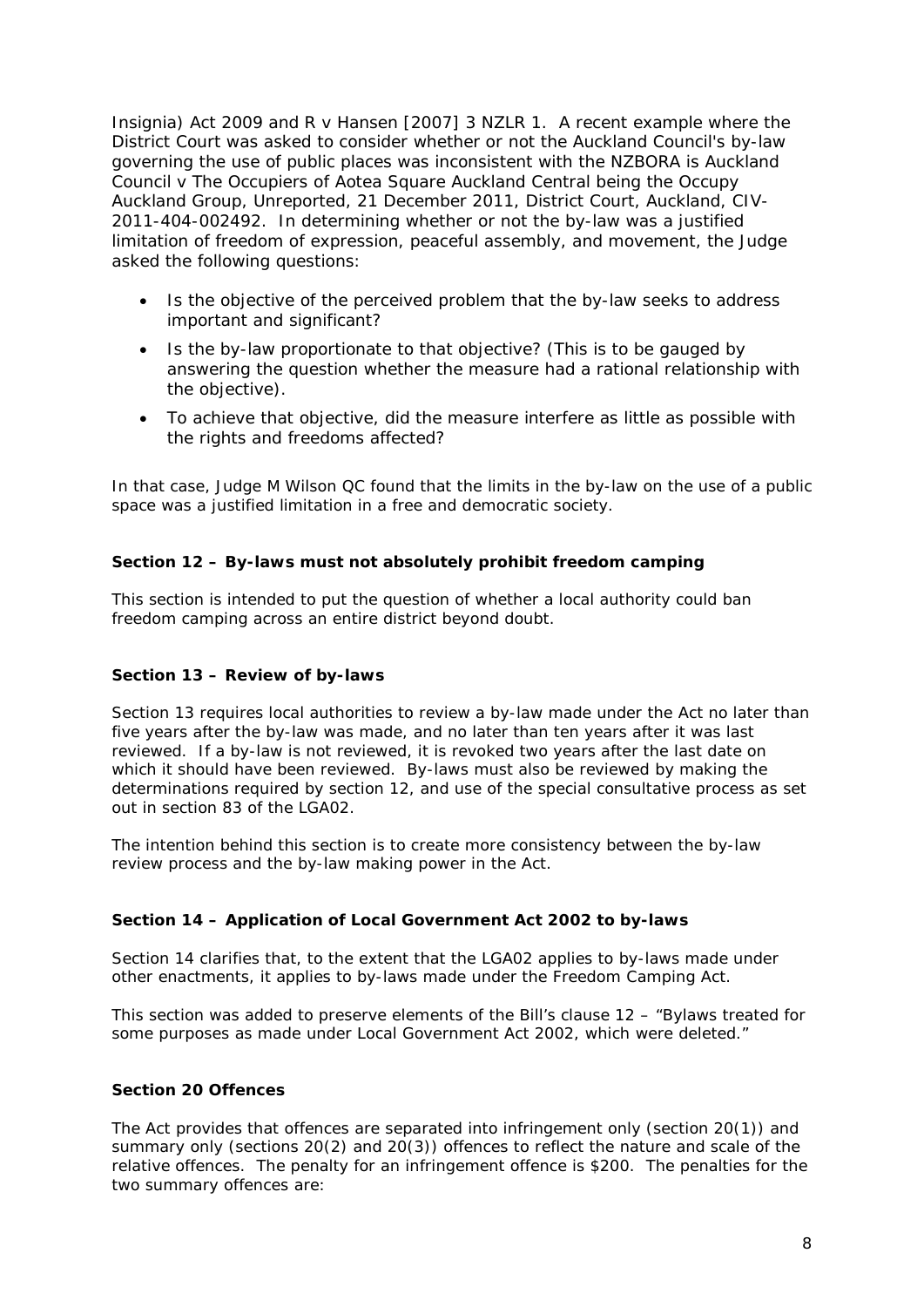Insignia) Act 2009 and R v Hansen [2007] 3 NZLR 1. A recent example where the District Court was asked to consider whether or not the Auckland Council's by-law governing the use of public places was inconsistent with the NZBORA is Auckland Council v The Occupiers of Aotea Square Auckland Central being the Occupy Auckland Group, Unreported, 21 December 2011, District Court, Auckland, CIV-2011-404-002492. In determining whether or not the by-law was a justified limitation of freedom of expression, peaceful assembly, and movement, the Judge asked the following questions:

- Is the objective of the perceived problem that the by-law seeks to address important and significant?
- Is the by-law proportionate to that objective? (This is to be gauged by answering the question whether the measure had a rational relationship with the objective).
- To achieve that objective, did the measure interfere as little as possible with the rights and freedoms affected?

In that case, Judge M Wilson QC found that the limits in the by-law on the use of a public space was a justified limitation in a free and democratic society.

**Section 12 – By-laws must not absolutely prohibit freedom camping**

This section is intended to put the question of whether a local authority could ban freedom camping across an entire district beyond doubt.

**Section 13 – Review of by-laws**

Section 13 requires local authorities to review a by-law made under the Act no later than five years after the by-law was made, and no later than ten years after it was last reviewed. If a by-law is not reviewed, it is revoked two years after the last date on which it should have been reviewed. By-laws must also be reviewed by making the determinations required by section 12, and use of the special consultative process as set out in section 83 of the LGA02.

The intention behind this section is to create more consistency between the by-law review process and the by-law making power in the Act.

**Section 14 – Application of Local Government Act 2002 to by-laws**

Section 14 clarifies that, to the extent that the LGA02 applies to by-laws made under other enactments, it applies to by-laws made under the Freedom Camping Act.

This section was added to preserve elements of the Bill's clause 12 – "Bylaws treated for some purposes as made under Local Government Act 2002, which were deleted."

**Section 20 Offences**

The Act provides that offences are separated into infringement only (section 20(1)) and summary only (sections 20(2) and 20(3)) offences to reflect the nature and scale of the relative offences. The penalty for an infringement offence is $200. The penalties for the two summary offences are: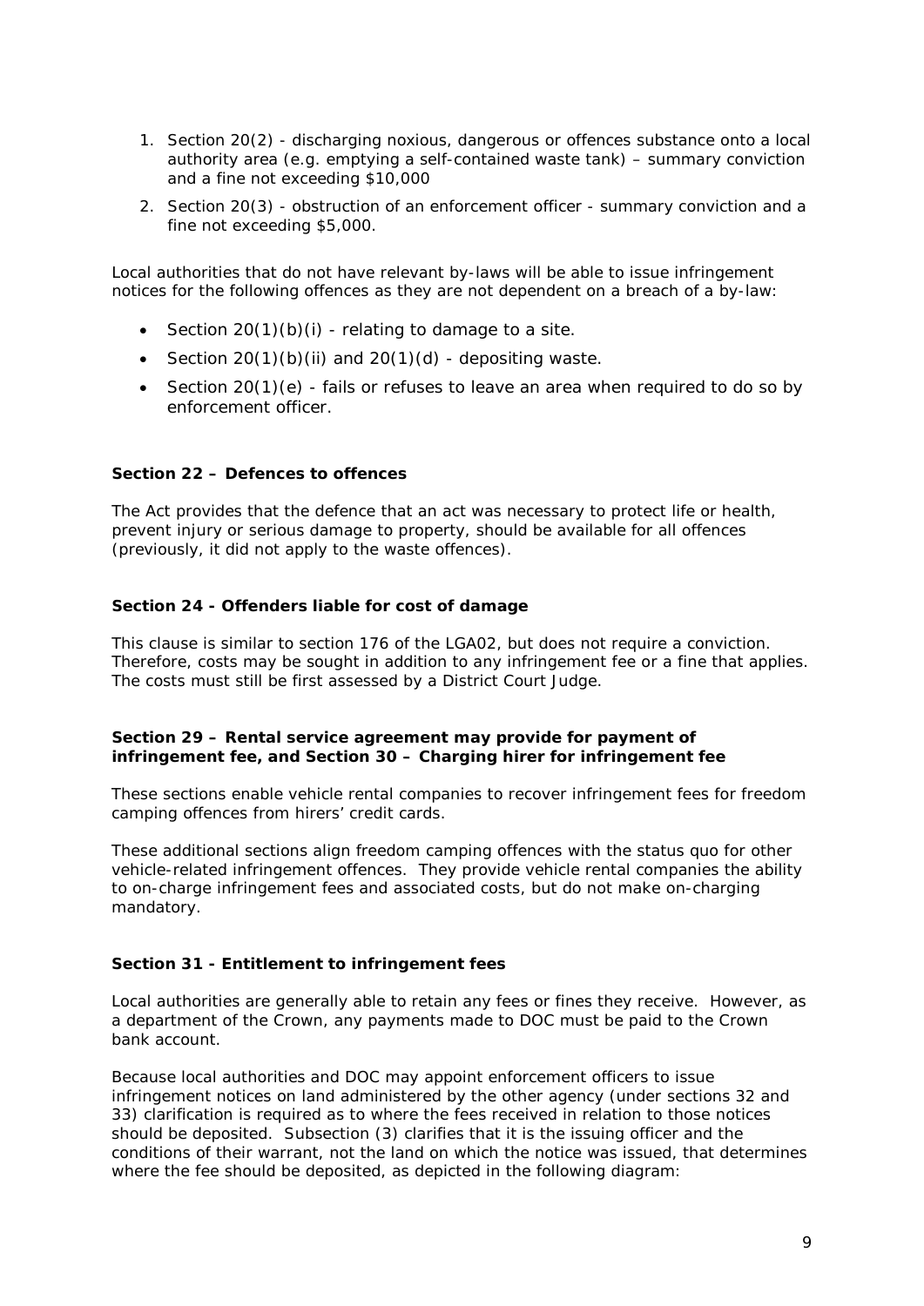1. Section 20(2) - discharging noxious, dangerous or offences substance onto a local authority area (e.g. emptying a self-contained waste tank) – summary conviction and a fine not exceeding $10,000
2. Section 20(3) - obstruction of an enforcement officer - summary conviction and a fine not exceeding $5,000.

Local authorities that do not have relevant by-laws will be able to issue infringement notices for the following offences as they are not dependent on a breach of a by-law:

- Section 20(1)(b)(i) - relating to damage to a site.
- Section 20(1)(b)(ii) and 20(1)(d) - depositing waste.
- Section 20(1)(e) - fails or refuses to leave an area when required to do so by enforcement officer.

**Section 22 – Defences to offences**

The Act provides that the defence that an act was necessary to protect life or health, prevent injury or serious damage to property, should be available for all offences (previously, it did not apply to the waste offences).

**Section 24 - Offenders liable for cost of damage**

This clause is similar to section 176 of the LGA02, but does not require a conviction. Therefore, costs may be sought in addition to any infringement fee or a fine that applies. The costs must still be first assessed by a District Court Judge.

**Section 29 – Rental service agreement may provide for payment of infringement fee, and Section 30 – Charging hirer for infringement fee**

These sections enable vehicle rental companies to recover infringement fees for freedom camping offences from hirers' credit cards.

These additional sections align freedom camping offences with the status quo for other vehicle-related infringement offences. They provide vehicle rental companies the ability to on-charge infringement fees and associated costs, but do not make on-charging mandatory.

**Section 31 - Entitlement to infringement fees**

Local authorities are generally able to retain any fees or fines they receive. However, as a department of the Crown, any payments made to DOC must be paid to the Crown bank account.

Because local authorities and DOC may appoint enforcement officers to issue infringement notices on land administered by the other agency (under sections 32 and 33) clarification is required as to where the fees received in relation to those notices should be deposited. Subsection (3) clarifies that it is the issuing officer and the conditions of their warrant, not the land on which the notice was issued, that determines where the fee should be deposited, as depicted in the following diagram: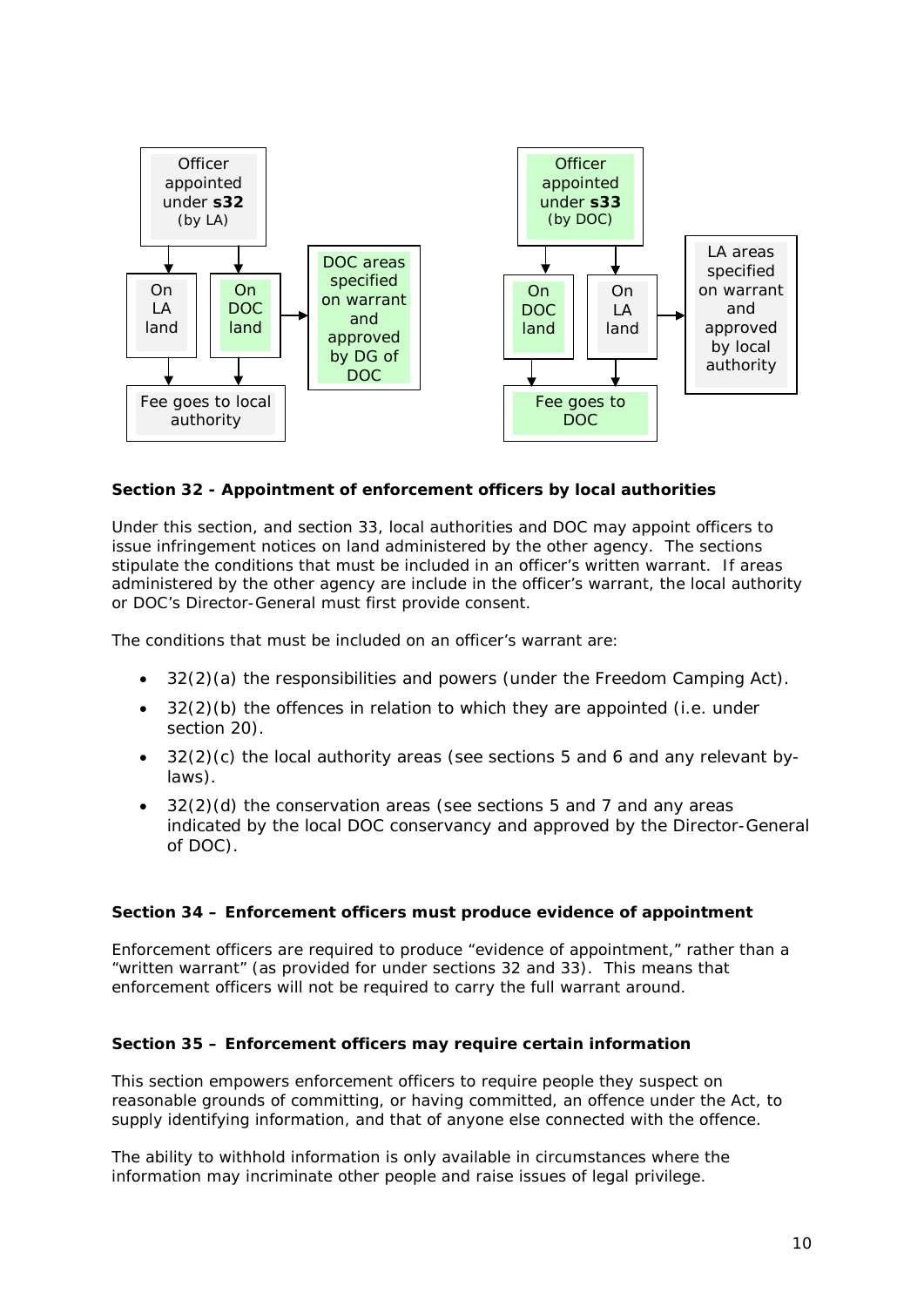Officer appointed under **s32** (by LA)

- On LA land → Fee goes to local authority
- On DOC land → Fee goes to local authority
  - DOC areas specified on warrant and approved by DG of DOC

Officer appointed under **s33** (by DOC)

- On DOC land → Fee goes to DOC
- On LA land → Fee goes to DOC
  - LA areas specified on warrant and approved by local authority

**Section 32 - Appointment of enforcement officers by local authorities**

Under this section, and section 33, local authorities and DOC may appoint officers to issue infringement notices on land administered by the other agency. The sections stipulate the conditions that must be included in an officer's written warrant. If areas administered by the other agency are include in the officer's warrant, the local authority or DOC's Director-General must first provide consent.

The conditions that must be included on an officer's warrant are:

- 32(2)(a) the responsibilities and powers (under the Freedom Camping Act).
- 32(2)(b) the offences in relation to which they are appointed (i.e. under section 20).
- 32(2)(c) the local authority areas (see sections 5 and 6 and any relevant by-laws).
- 32(2)(d) the conservation areas (see sections 5 and 7 and any areas indicated by the local DOC conservancy and approved by the Director-General of DOC).

**Section 34 – Enforcement officers must produce evidence of appointment**

Enforcement officers are required to produce "evidence of appointment," rather than a "written warrant" (as provided for under sections 32 and 33). This means that enforcement officers will not be required to carry the full warrant around.

**Section 35 – Enforcement officers may require certain information**

This section empowers enforcement officers to require people they suspect on reasonable grounds of committing, or having committed, an offence under the Act, to supply identifying information, and that of anyone else connected with the offence.

The ability to withhold information is only available in circumstances where the information may incriminate other people and raise issues of legal privilege.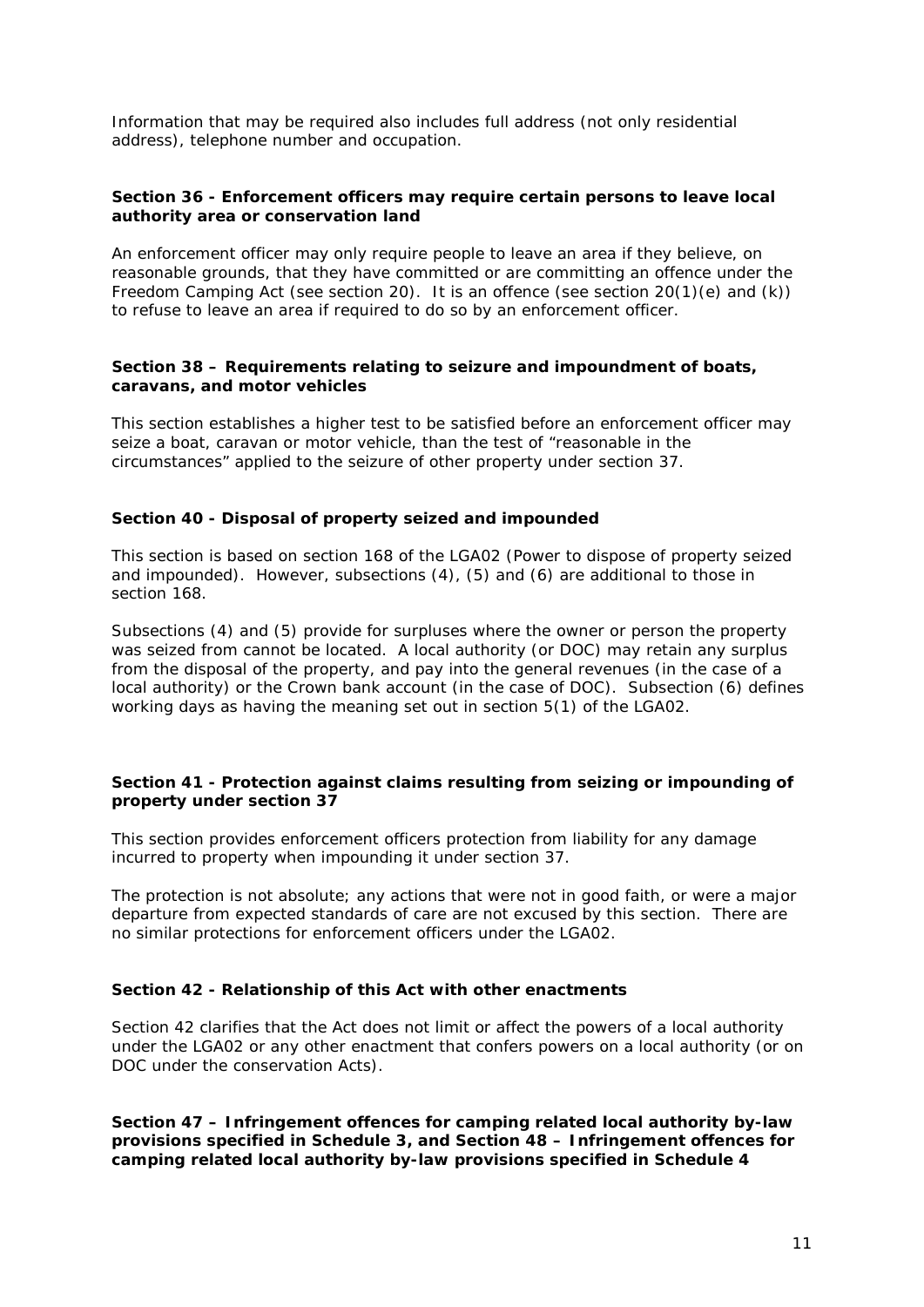Information that may be required also includes full address (not only residential address), telephone number and occupation.

**Section 36 - Enforcement officers may require certain persons to leave local authority area or conservation land**

An enforcement officer may only require people to leave an area if they believe, on reasonable grounds, that they have committed or are committing an offence under the Freedom Camping Act (see section 20). It is an offence (see section 20(1)(e) and (k)) to refuse to leave an area if required to do so by an enforcement officer.

**Section 38 – Requirements relating to seizure and impoundment of boats, caravans, and motor vehicles**

This section establishes a higher test to be satisfied before an enforcement officer may seize a boat, caravan or motor vehicle, than the test of "reasonable in the circumstances" applied to the seizure of other property under section 37.

**Section 40 - Disposal of property seized and impounded**

This section is based on section 168 of the LGA02 (Power to dispose of property seized and impounded). However, subsections (4), (5) and (6) are additional to those in section 168.

Subsections (4) and (5) provide for surpluses where the owner or person the property was seized from cannot be located. A local authority (or DOC) may retain any surplus from the disposal of the property, and pay into the general revenues (in the case of a local authority) or the Crown bank account (in the case of DOC). Subsection (6) defines working days as having the meaning set out in section 5(1) of the LGA02.

**Section 41 - Protection against claims resulting from seizing or impounding of property under section 37**

This section provides enforcement officers protection from liability for any damage incurred to property when impounding it under section 37.

The protection is not absolute; any actions that were not in good faith, or were a major departure from expected standards of care are not excused by this section. There are no similar protections for enforcement officers under the LGA02.

**Section 42 - Relationship of this Act with other enactments**

Section 42 clarifies that the Act does not limit or affect the powers of a local authority under the LGA02 or any other enactment that confers powers on a local authority (or on DOC under the conservation Acts).

**Section 47 – Infringement offences for camping related local authority by-law provisions specified in Schedule 3, and Section 48 – Infringement offences for camping related local authority by-law provisions specified in Schedule 4**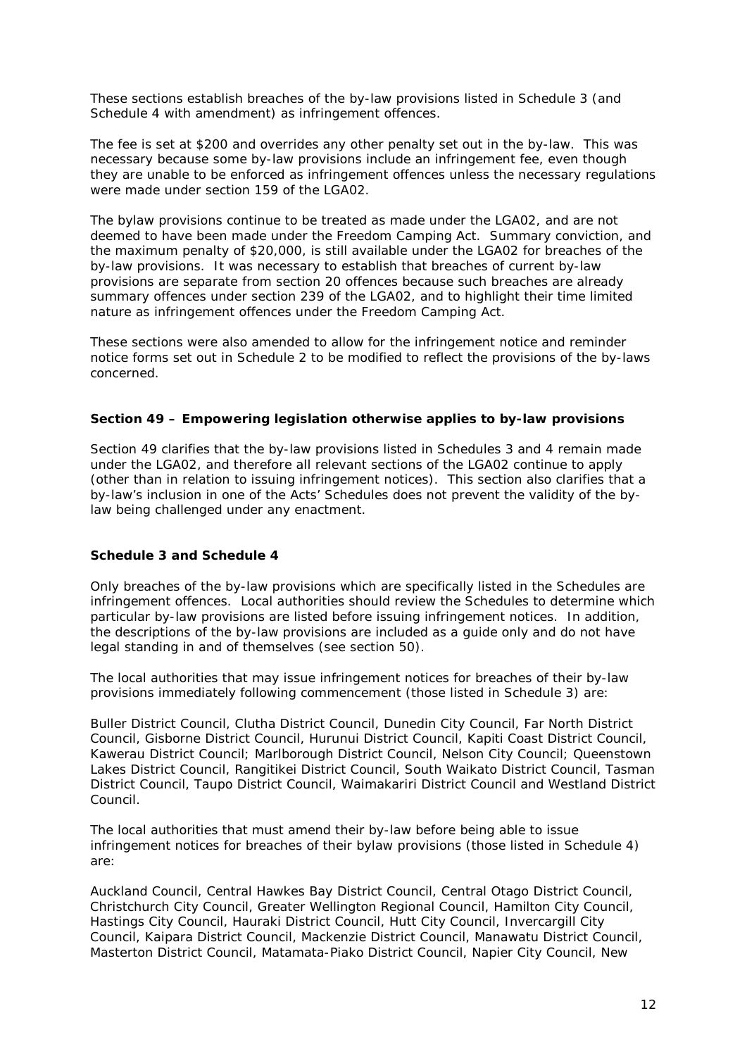These sections establish breaches of the by-law provisions listed in Schedule 3 (and Schedule 4 with amendment) as infringement offences.

The fee is set at $200 and overrides any other penalty set out in the by-law. This was necessary because some by-law provisions include an infringement fee, even though they are unable to be enforced as infringement offences unless the necessary regulations were made under section 159 of the LGA02.

The bylaw provisions continue to be treated as made under the LGA02, and are not deemed to have been made under the Freedom Camping Act. Summary conviction, and the maximum penalty of $20,000, is still available under the LGA02 for breaches of the by-law provisions. It was necessary to establish that breaches of current by-law provisions are separate from section 20 offences because such breaches are already summary offences under section 239 of the LGA02, and to highlight their time limited nature as infringement offences under the Freedom Camping Act.

These sections were also amended to allow for the infringement notice and reminder notice forms set out in Schedule 2 to be modified to reflect the provisions of the by-laws concerned.

**Section 49 – Empowering legislation otherwise applies to by-law provisions**

Section 49 clarifies that the by-law provisions listed in Schedules 3 and 4 remain made under the LGA02, and therefore all relevant sections of the LGA02 continue to apply (other than in relation to issuing infringement notices). This section also clarifies that a by-law's inclusion in one of the Acts' Schedules does not prevent the validity of the by-law being challenged under any enactment.

**Schedule 3 and Schedule 4**

Only breaches of the by-law provisions which are specifically listed in the Schedules are infringement offences. Local authorities should review the Schedules to determine which particular by-law provisions are listed before issuing infringement notices. In addition, the descriptions of the by-law provisions are included as a guide only and do not have legal standing in and of themselves (see section 50).

The local authorities that may issue infringement notices for breaches of their by-law provisions immediately following commencement (those listed in Schedule 3) are:

Buller District Council, Clutha District Council, Dunedin City Council, Far North District Council, Gisborne District Council, Hurunui District Council, Kapiti Coast District Council, Kawerau District Council; Marlborough District Council, Nelson City Council; Queenstown Lakes District Council, Rangitikei District Council, South Waikato District Council, Tasman District Council, Taupo District Council, Waimakariri District Council and Westland District Council.

The local authorities that must amend their by-law before being able to issue infringement notices for breaches of their bylaw provisions (those listed in Schedule 4) are:

Auckland Council, Central Hawkes Bay District Council, Central Otago District Council, Christchurch City Council, Greater Wellington Regional Council, Hamilton City Council, Hastings City Council, Hauraki District Council, Hutt City Council, Invercargill City Council, Kaipara District Council, Mackenzie District Council, Manawatu District Council, Masterton District Council, Matamata-Piako District Council, Napier City Council, New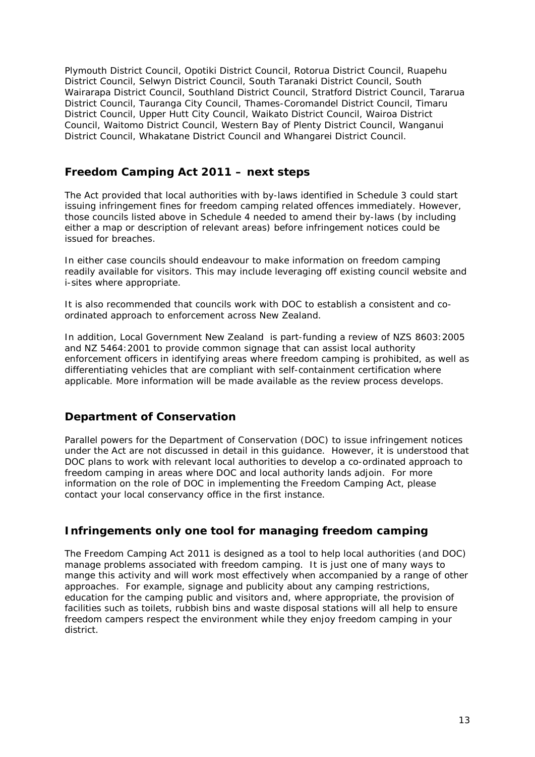Plymouth District Council, Opotiki District Council, Rotorua District Council, Ruapehu District Council, Selwyn District Council, South Taranaki District Council, South Wairarapa District Council, Southland District Council, Stratford District Council, Tararua District Council, Tauranga City Council, Thames-Coromandel District Council, Timaru District Council, Upper Hutt City Council, Waikato District Council, Wairoa District Council, Waitomo District Council, Western Bay of Plenty District Council, Wanganui District Council, Whakatane District Council and Whangarei District Council.

## Freedom Camping Act 2011 – next steps

The Act provided that local authorities with by-laws identified in Schedule 3 could start issuing infringement fines for freedom camping related offences immediately. However, those councils listed above in Schedule 4 needed to amend their by-laws (by including either a map or description of relevant areas) before infringement notices could be issued for breaches.

In either case councils should endeavour to make information on freedom camping readily available for visitors. This may include leveraging off existing council website and i-sites where appropriate.

It is also recommended that councils work with DOC to establish a consistent and co-ordinated approach to enforcement across New Zealand.

In addition, Local Government New Zealand is part-funding a review of NZS 8603:2005 and NZ 5464:2001 to provide common signage that can assist local authority enforcement officers in identifying areas where freedom camping is prohibited, as well as differentiating vehicles that are compliant with self-containment certification where applicable. More information will be made available as the review process develops.

## Department of Conservation

Parallel powers for the Department of Conservation (DOC) to issue infringement notices under the Act are not discussed in detail in this guidance. However, it is understood that DOC plans to work with relevant local authorities to develop a co-ordinated approach to freedom camping in areas where DOC and local authority lands adjoin. For more information on the role of DOC in implementing the Freedom Camping Act, please contact your local conservancy office in the first instance.

## Infringements only one tool for managing freedom camping

The Freedom Camping Act 2011 is designed as a tool to help local authorities (and DOC) manage problems associated with freedom camping. It is just one of many ways to mange this activity and will work most effectively when accompanied by a range of other approaches. For example, signage and publicity about any camping restrictions, education for the camping public and visitors and, where appropriate, the provision of facilities such as toilets, rubbish bins and waste disposal stations will all help to ensure freedom campers respect the environment while they enjoy freedom camping in your district.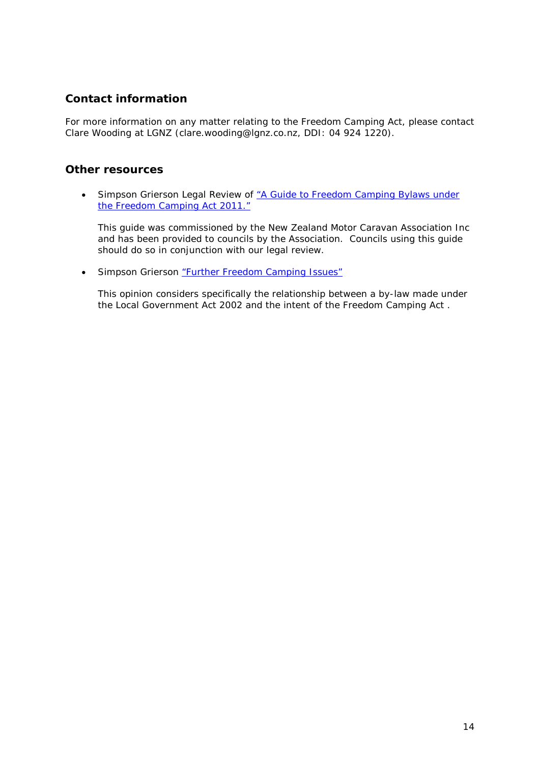## Contact information

For more information on any matter relating to the Freedom Camping Act, please contact Clare Wooding at LGNZ (clare.wooding@lgnz.co.nz, DDI: 04 924 1220).

## Other resources

- Simpson Grierson Legal Review of "A Guide to Freedom Camping Bylaws under the Freedom Camping Act 2011."

  This guide was commissioned by the New Zealand Motor Caravan Association Inc and has been provided to councils by the Association. Councils using this guide should do so in conjunction with our legal review.

- Simpson Grierson "Further Freedom Camping Issues"

  This opinion considers specifically the relationship between a by-law made under the Local Government Act 2002 and the intent of the Freedom Camping Act .